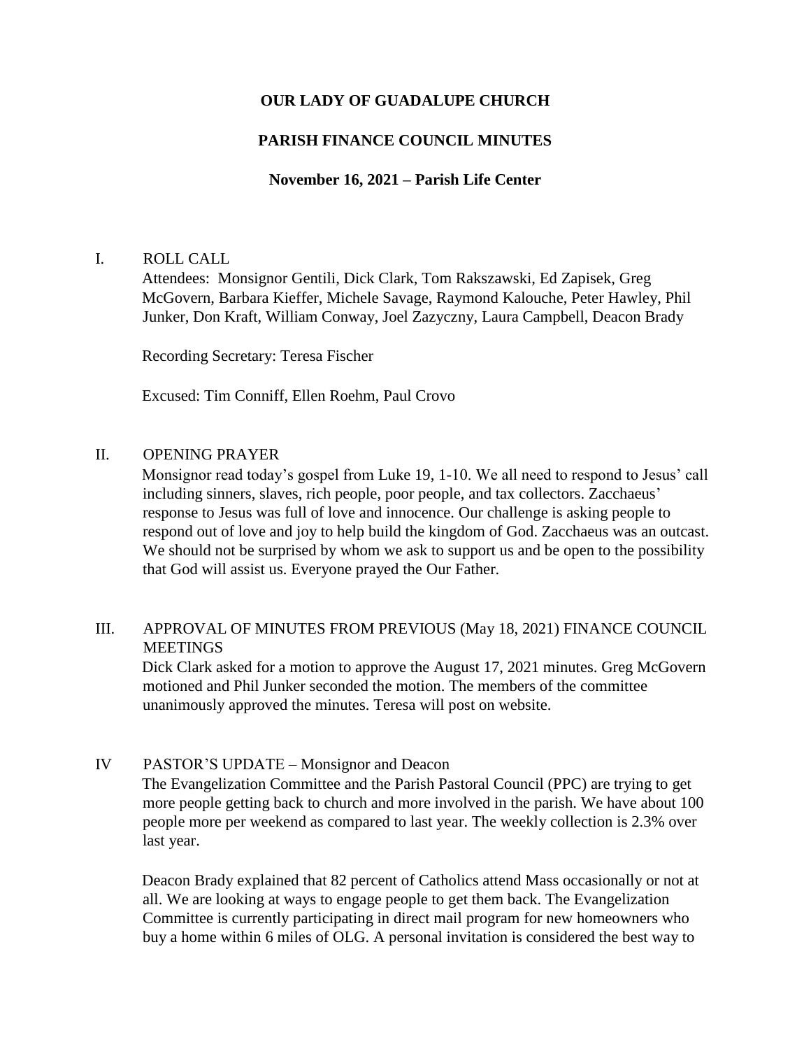# OUR LADY OF GUADALUPE CHURCH

## PARISH FINANCE COUNCIL MINUTES

### November 16, 2021 – Parish Life Center

I. ROLL CALL

Attendees: Monsignor Gentili, Dick Clark, Tom Rakszawski, Ed Zapisek, Greg McGovern, Barbara Kieffer, Michele Savage, Raymond Kalouche, Peter Hawley, Phil Junker, Don Kraft, William Conway, Joel Zazyczny, Laura Campbell, Deacon Brady

Recording Secretary: Teresa Fischer

Excused: Tim Conniff, Ellen Roehm, Paul Crovo

II. OPENING PRAYER

Monsignor read today's gospel from Luke 19, 1-10. We all need to respond to Jesus' call including sinners, slaves, rich people, poor people, and tax collectors. Zacchaeus' response to Jesus was full of love and innocence. Our challenge is asking people to respond out of love and joy to help build the kingdom of God. Zacchaeus was an outcast. We should not be surprised by whom we ask to support us and be open to the possibility that God will assist us. Everyone prayed the Our Father.

III. APPROVAL OF MINUTES FROM PREVIOUS (May 18, 2021) FINANCE COUNCIL MEETINGS

Dick Clark asked for a motion to approve the August 17, 2021 minutes. Greg McGovern motioned and Phil Junker seconded the motion. The members of the committee unanimously approved the minutes. Teresa will post on website.

IV PASTOR'S UPDATE – Monsignor and Deacon

The Evangelization Committee and the Parish Pastoral Council (PPC) are trying to get more people getting back to church and more involved in the parish. We have about 100 people more per weekend as compared to last year. The weekly collection is 2.3% over last year.

Deacon Brady explained that 82 percent of Catholics attend Mass occasionally or not at all. We are looking at ways to engage people to get them back. The Evangelization Committee is currently participating in direct mail program for new homeowners who buy a home within 6 miles of OLG. A personal invitation is considered the best way to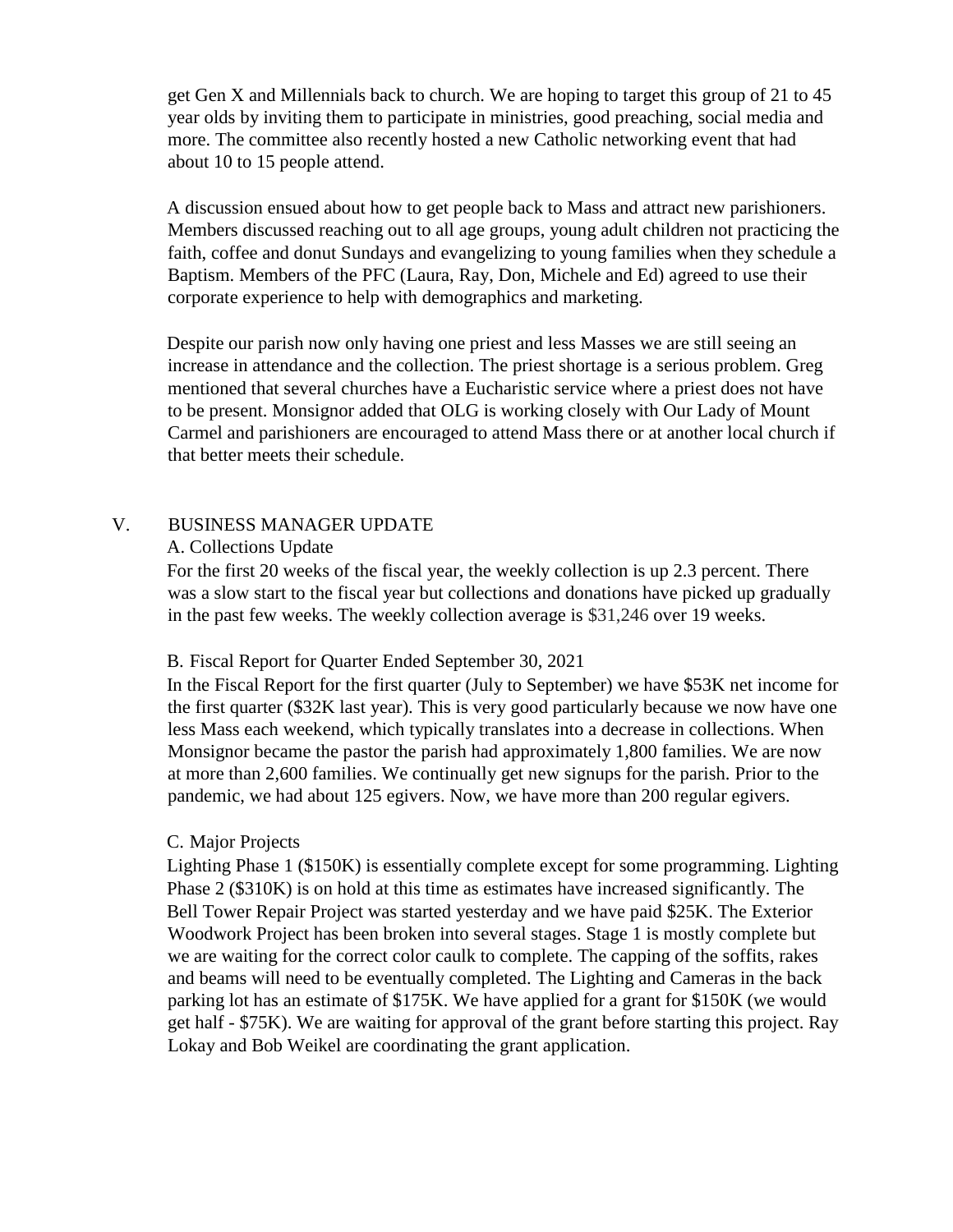get Gen X and Millennials back to church. We are hoping to target this group of 21 to 45 year olds by inviting them to participate in ministries, good preaching, social media and more. The committee also recently hosted a new Catholic networking event that had about 10 to 15 people attend.

A discussion ensued about how to get people back to Mass and attract new parishioners. Members discussed reaching out to all age groups, young adult children not practicing the faith, coffee and donut Sundays and evangelizing to young families when they schedule a Baptism. Members of the PFC (Laura, Ray, Don, Michele and Ed) agreed to use their corporate experience to help with demographics and marketing.

Despite our parish now only having one priest and less Masses we are still seeing an increase in attendance and the collection. The priest shortage is a serious problem. Greg mentioned that several churches have a Eucharistic service where a priest does not have to be present. Monsignor added that OLG is working closely with Our Lady of Mount Carmel and parishioners are encouraged to attend Mass there or at another local church if that better meets their schedule.

## V. BUSINESS MANAGER UPDATE

### A. Collections Update

For the first 20 weeks of the fiscal year, the weekly collection is up 2.3 percent. There was a slow start to the fiscal year but collections and donations have picked up gradually in the past few weeks. The weekly collection average is $31,246 over 19 weeks.

### B. Fiscal Report for Quarter Ended September 30, 2021

In the Fiscal Report for the first quarter (July to September) we have $53K net income for the first quarter ($32K last year). This is very good particularly because we now have one less Mass each weekend, which typically translates into a decrease in collections. When Monsignor became the pastor the parish had approximately 1,800 families. We are now at more than 2,600 families. We continually get new signups for the parish. Prior to the pandemic, we had about 125 egivers. Now, we have more than 200 regular egivers.

### C. Major Projects

Lighting Phase 1 ($150K) is essentially complete except for some programming. Lighting Phase 2 ($310K) is on hold at this time as estimates have increased significantly. The Bell Tower Repair Project was started yesterday and we have paid $25K. The Exterior Woodwork Project has been broken into several stages. Stage 1 is mostly complete but we are waiting for the correct color caulk to complete. The capping of the soffits, rakes and beams will need to be eventually completed. The Lighting and Cameras in the back parking lot has an estimate of $175K. We have applied for a grant for $150K (we would get half - $75K). We are waiting for approval of the grant before starting this project. Ray Lokay and Bob Weikel are coordinating the grant application.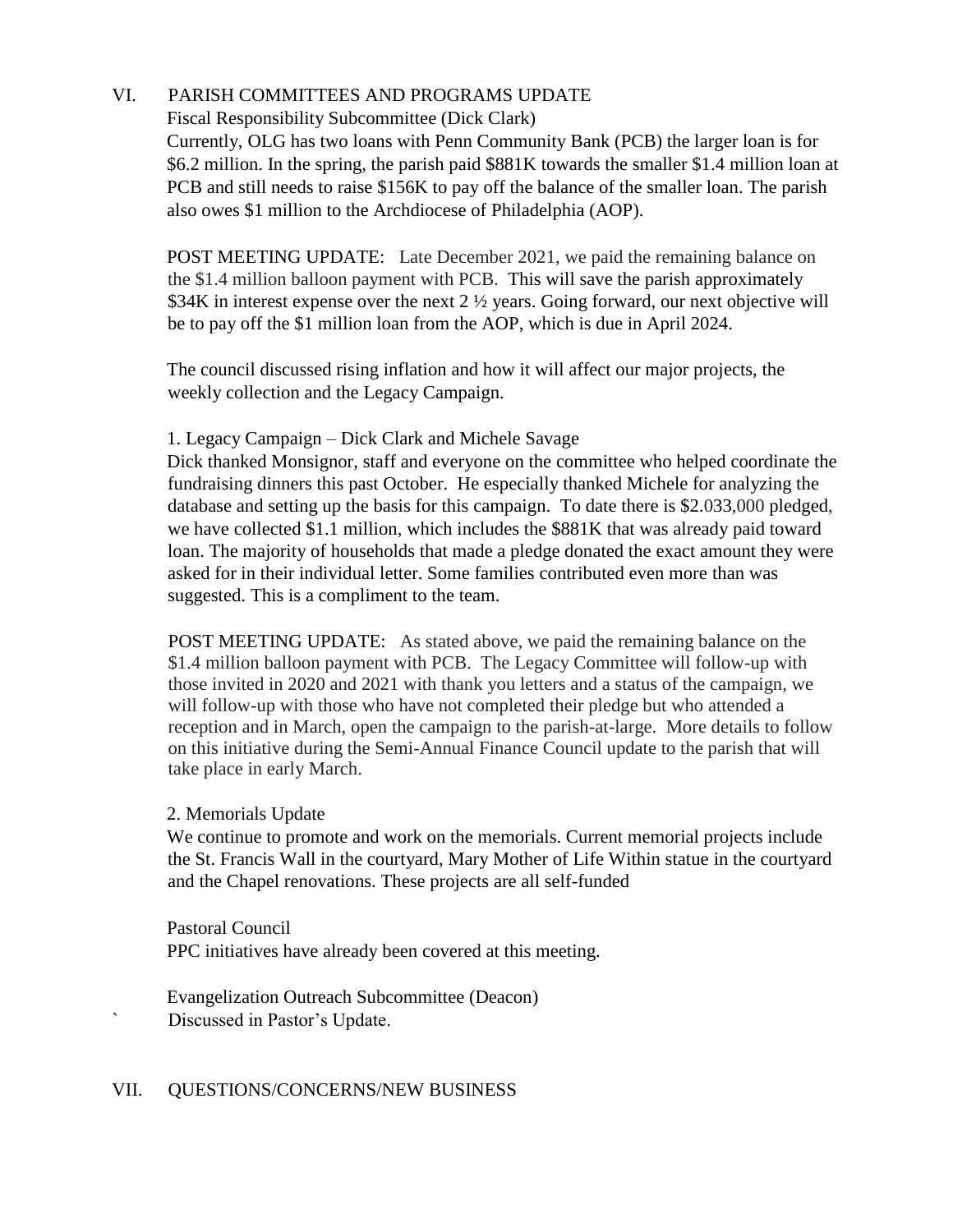## VI. PARISH COMMITTEES AND PROGRAMS UPDATE

Fiscal Responsibility Subcommittee (Dick Clark)

Currently, OLG has two loans with Penn Community Bank (PCB) the larger loan is for $6.2 million. In the spring, the parish paid $881K towards the smaller $1.4 million loan at PCB and still needs to raise $156K to pay off the balance of the smaller loan. The parish also owes $1 million to the Archdiocese of Philadelphia (AOP).

POST MEETING UPDATE: Late December 2021, we paid the remaining balance on the $1.4 million balloon payment with PCB. This will save the parish approximately $34K in interest expense over the next 2 ½ years. Going forward, our next objective will be to pay off the $1 million loan from the AOP, which is due in April 2024.

The council discussed rising inflation and how it will affect our major projects, the weekly collection and the Legacy Campaign.

1. Legacy Campaign – Dick Clark and Michele Savage

Dick thanked Monsignor, staff and everyone on the committee who helped coordinate the fundraising dinners this past October. He especially thanked Michele for analyzing the database and setting up the basis for this campaign. To date there is $2.033,000 pledged, we have collected $1.1 million, which includes the $881K that was already paid toward loan. The majority of households that made a pledge donated the exact amount they were asked for in their individual letter. Some families contributed even more than was suggested. This is a compliment to the team.

POST MEETING UPDATE: As stated above, we paid the remaining balance on the $1.4 million balloon payment with PCB. The Legacy Committee will follow-up with those invited in 2020 and 2021 with thank you letters and a status of the campaign, we will follow-up with those who have not completed their pledge but who attended a reception and in March, open the campaign to the parish-at-large. More details to follow on this initiative during the Semi-Annual Finance Council update to the parish that will take place in early March.

2. Memorials Update

We continue to promote and work on the memorials. Current memorial projects include the St. Francis Wall in the courtyard, Mary Mother of Life Within statue in the courtyard and the Chapel renovations. These projects are all self-funded

Pastoral Council

PPC initiatives have already been covered at this meeting.

Evangelization Outreach Subcommittee (Deacon)

` Discussed in Pastor's Update.

## VII. QUESTIONS/CONCERNS/NEW BUSINESS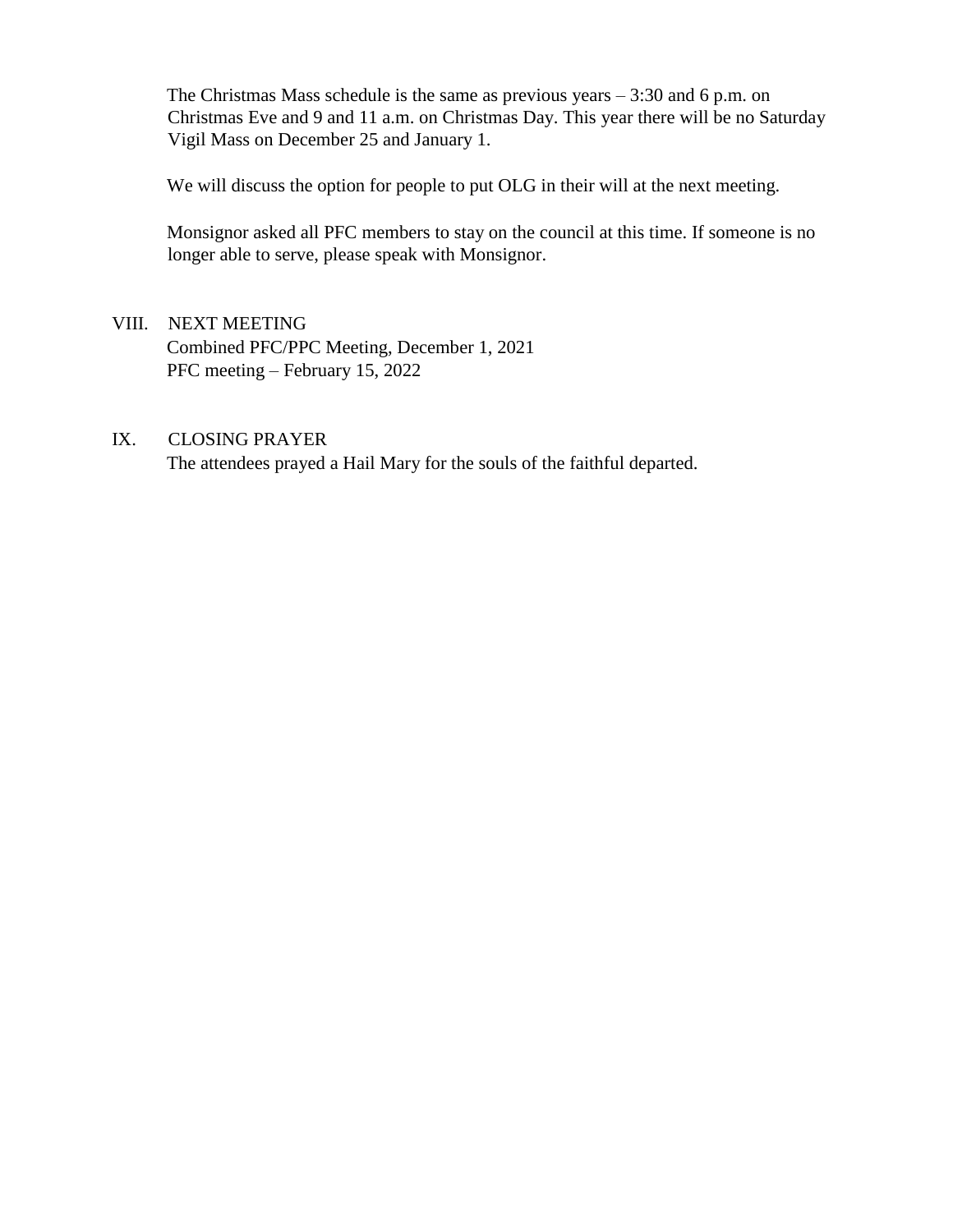The Christmas Mass schedule is the same as previous years – 3:30 and 6 p.m. on Christmas Eve and 9 and 11 a.m. on Christmas Day. This year there will be no Saturday Vigil Mass on December 25 and January 1.

We will discuss the option for people to put OLG in their will at the next meeting.

Monsignor asked all PFC members to stay on the council at this time. If someone is no longer able to serve, please speak with Monsignor.

## VIII. NEXT MEETING

Combined PFC/PPC Meeting, December 1, 2021
PFC meeting – February 15, 2022

## IX. CLOSING PRAYER

The attendees prayed a Hail Mary for the souls of the faithful departed.